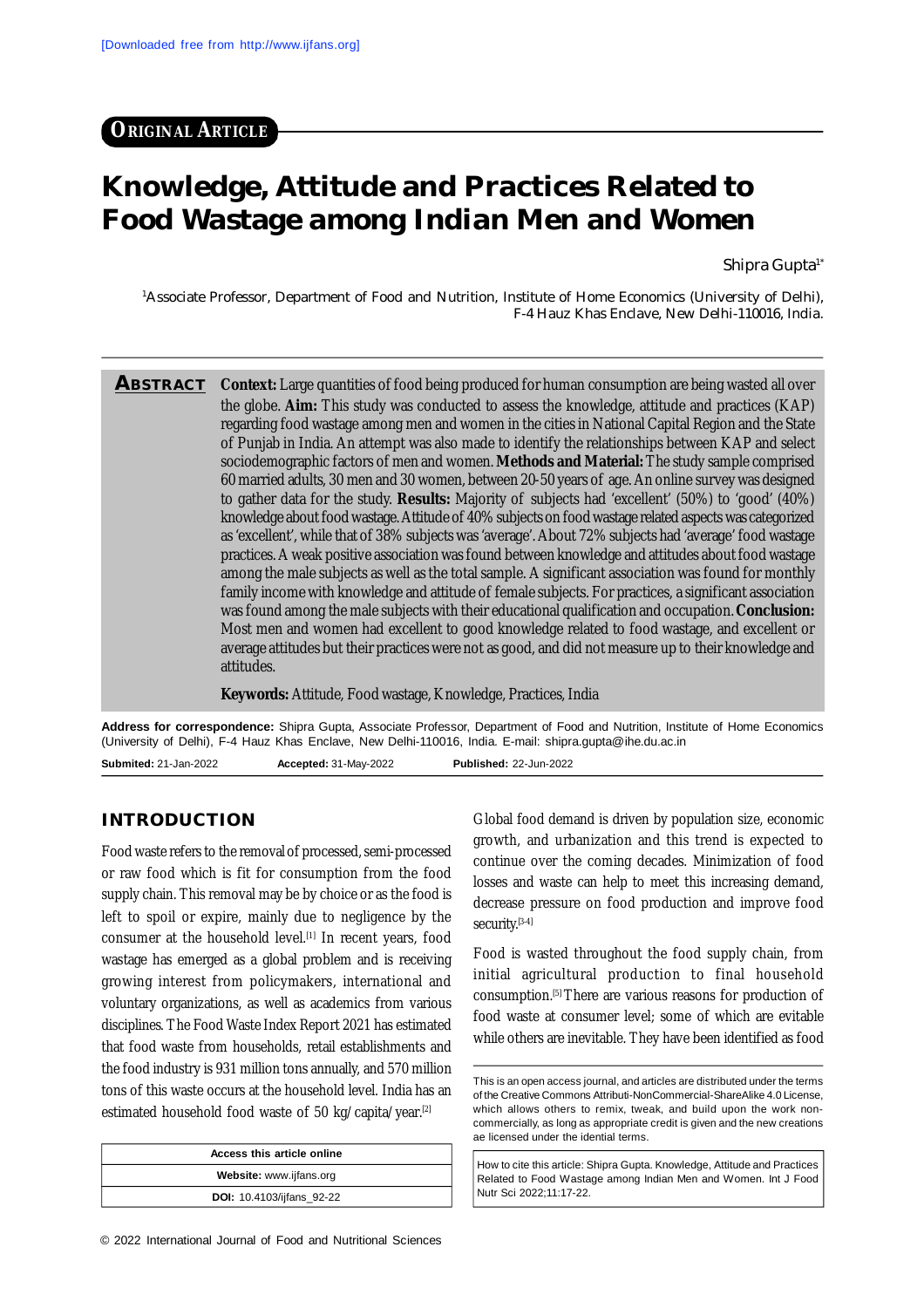ORIGINAL ARTICLE

# Knowledge, Attitude and Practices Related to Food Wastage among Indian Men and Women

Shipra Gupta[1*]

[1]Associate Professor, Department of Food and Nutrition, Institute of Home Economics (University of Delhi), F-4 Hauz Khas Enclave, New Delhi-110016, India.

**ABSTRACT** **Context:** Large quantities of food being produced for human consumption are being wasted all over the globe. **Aim:** This study was conducted to assess the knowledge, attitude and practices (KAP) regarding food wastage among men and women in the cities in National Capital Region and the State of Punjab in India. An attempt was also made to identify the relationships between KAP and select sociodemographic factors of men and women. **Methods and Material:** The study sample comprised 60 married adults, 30 men and 30 women, between 20-50 years of age. An online survey was designed to gather data for the study. **Results:** Majority of subjects had 'excellent' (50%) to 'good' (40%) knowledge about food wastage. Attitude of 40% subjects on food wastage related aspects was categorized as 'excellent', while that of 38% subjects was 'average'. About 72% subjects had 'average' food wastage practices. A weak positive association was found between knowledge and attitudes about food wastage among the male subjects as well as the total sample. A significant association was found for monthly family income with knowledge and attitude of female subjects. For practices, a significant association was found among the male subjects with their educational qualification and occupation. **Conclusion:** Most men and women had excellent to good knowledge related to food wastage, and excellent or average attitudes but their practices were not as good, and did not measure up to their knowledge and attitudes.

**Keywords:** Attitude, Food wastage, Knowledge, Practices, India

**Address for correspondence:** Shipra Gupta, Associate Professor, Department of Food and Nutrition, Institute of Home Economics (University of Delhi), F-4 Hauz Khas Enclave, New Delhi-110016, India. E-mail: shipra.gupta@ihe.du.ac.in

**Submited:** 21-Jan-2022 **Accepted:** 31-May-2022 **Published:** 22-Jun-2022

## INTRODUCTION

Food waste refers to the removal of processed, semi-processed or raw food which is fit for consumption from the food supply chain. This removal may be by choice or as the food is left to spoil or expire, mainly due to negligence by the consumer at the household level.[1] In recent years, food wastage has emerged as a global problem and is receiving growing interest from policymakers, international and voluntary organizations, as well as academics from various disciplines. The Food Waste Index Report 2021 has estimated that food waste from households, retail establishments and the food industry is 931 million tons annually, and 570 million tons of this waste occurs at the household level. India has an estimated household food waste of 50 kg/capita/year.[2]

| Access this article online |
|---|
| **Website:** www.ijfans.org |
| **DOI:** 10.4103/ijfans_92-22 |

Global food demand is driven by population size, economic growth, and urbanization and this trend is expected to continue over the coming decades. Minimization of food losses and waste can help to meet this increasing demand, decrease pressure on food production and improve food security.[3-4]

Food is wasted throughout the food supply chain, from initial agricultural production to final household consumption.[5] There are various reasons for production of food waste at consumer level; some of which are evitable while others are inevitable. They have been identified as food

This is an open access journal, and articles are distributed under the terms of the Creative Commons Attributi-NonCommercial-ShareAlike 4.0 License, which allows others to remix, tweak, and build upon the work non-commercially, as long as appropriate credit is given and the new creations ae licensed under the idential terms.

How to cite this article: Shipra Gupta. Knowledge, Attitude and Practices Related to Food Wastage among Indian Men and Women. Int J Food Nutr Sci 2022;11:17-22.

© 2022 International Journal of Food and Nutritional Sciences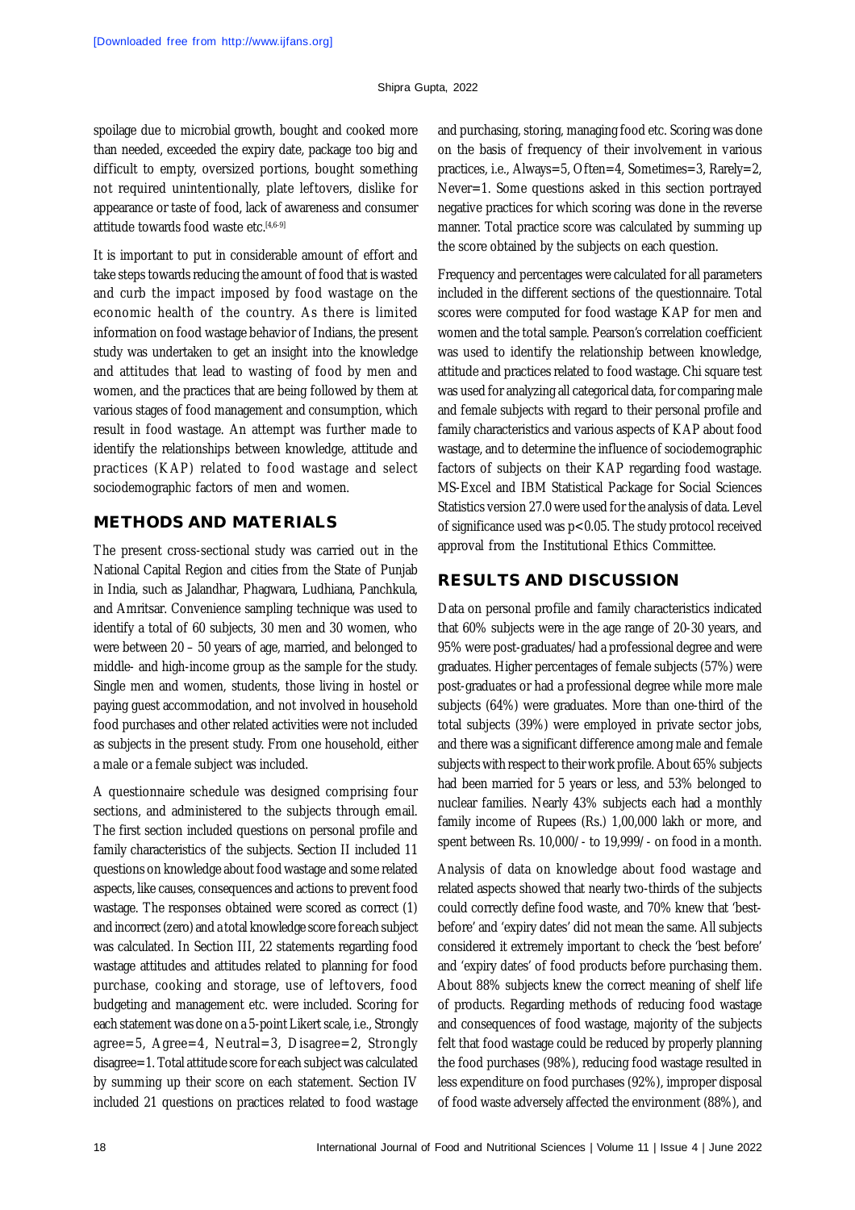spoilage due to microbial growth, bought and cooked more than needed, exceeded the expiry date, package too big and difficult to empty, oversized portions, bought something not required unintentionally, plate leftovers, dislike for appearance or taste of food, lack of awareness and consumer attitude towards food waste etc.[4,6-9]

It is important to put in considerable amount of effort and take steps towards reducing the amount of food that is wasted and curb the impact imposed by food wastage on the economic health of the country. As there is limited information on food wastage behavior of Indians, the present study was undertaken to get an insight into the knowledge and attitudes that lead to wasting of food by men and women, and the practices that are being followed by them at various stages of food management and consumption, which result in food wastage. An attempt was further made to identify the relationships between knowledge, attitude and practices (KAP) related to food wastage and select sociodemographic factors of men and women.

## METHODS AND MATERIALS

The present cross-sectional study was carried out in the National Capital Region and cities from the State of Punjab in India, such as Jalandhar, Phagwara, Ludhiana, Panchkula, and Amritsar. Convenience sampling technique was used to identify a total of 60 subjects, 30 men and 30 women, who were between 20 – 50 years of age, married, and belonged to middle- and high-income group as the sample for the study. Single men and women, students, those living in hostel or paying guest accommodation, and not involved in household food purchases and other related activities were not included as subjects in the present study. From one household, either a male or a female subject was included.

A questionnaire schedule was designed comprising four sections, and administered to the subjects through email. The first section included questions on personal profile and family characteristics of the subjects. Section II included 11 questions on knowledge about food wastage and some related aspects, like causes, consequences and actions to prevent food wastage. The responses obtained were scored as correct (1) and incorrect (zero) and a total knowledge score for each subject was calculated. In Section III, 22 statements regarding food wastage attitudes and attitudes related to planning for food purchase, cooking and storage, use of leftovers, food budgeting and management etc. were included. Scoring for each statement was done on a 5-point Likert scale, i.e., Strongly agree=5, Agree=4, Neutral=3, Disagree=2, Strongly disagree=1. Total attitude score for each subject was calculated by summing up their score on each statement. Section IV included 21 questions on practices related to food wastage and purchasing, storing, managing food etc. Scoring was done on the basis of frequency of their involvement in various practices, i.e., Always=5, Often=4, Sometimes=3, Rarely=2, Never=1. Some questions asked in this section portrayed negative practices for which scoring was done in the reverse manner. Total practice score was calculated by summing up the score obtained by the subjects on each question.

Frequency and percentages were calculated for all parameters included in the different sections of the questionnaire. Total scores were computed for food wastage KAP for men and women and the total sample. Pearson's correlation coefficient was used to identify the relationship between knowledge, attitude and practices related to food wastage. Chi square test was used for analyzing all categorical data, for comparing male and female subjects with regard to their personal profile and family characteristics and various aspects of KAP about food wastage, and to determine the influence of sociodemographic factors of subjects on their KAP regarding food wastage. MS-Excel and IBM Statistical Package for Social Sciences Statistics version 27.0 were used for the analysis of data. Level of significance used was $p<0.05$. The study protocol received approval from the Institutional Ethics Committee.

## RESULTS AND DISCUSSION

Data on personal profile and family characteristics indicated that 60% subjects were in the age range of 20-30 years, and 95% were post-graduates/had a professional degree and were graduates. Higher percentages of female subjects (57%) were post-graduates or had a professional degree while more male subjects (64%) were graduates. More than one-third of the total subjects (39%) were employed in private sector jobs, and there was a significant difference among male and female subjects with respect to their work profile. About 65% subjects had been married for 5 years or less, and 53% belonged to nuclear families. Nearly 43% subjects each had a monthly family income of Rupees (Rs.) 1,00,000 lakh or more, and spent between Rs. 10,000/- to 19,999/- on food in a month.

Analysis of data on knowledge about food wastage and related aspects showed that nearly two-thirds of the subjects could correctly define food waste, and 70% knew that 'best-before' and 'expiry dates' did not mean the same. All subjects considered it extremely important to check the 'best before' and 'expiry dates' of food products before purchasing them. About 88% subjects knew the correct meaning of shelf life of products. Regarding methods of reducing food wastage and consequences of food wastage, majority of the subjects felt that food wastage could be reduced by properly planning the food purchases (98%), reducing food wastage resulted in less expenditure on food purchases (92%), improper disposal of food waste adversely affected the environment (88%), and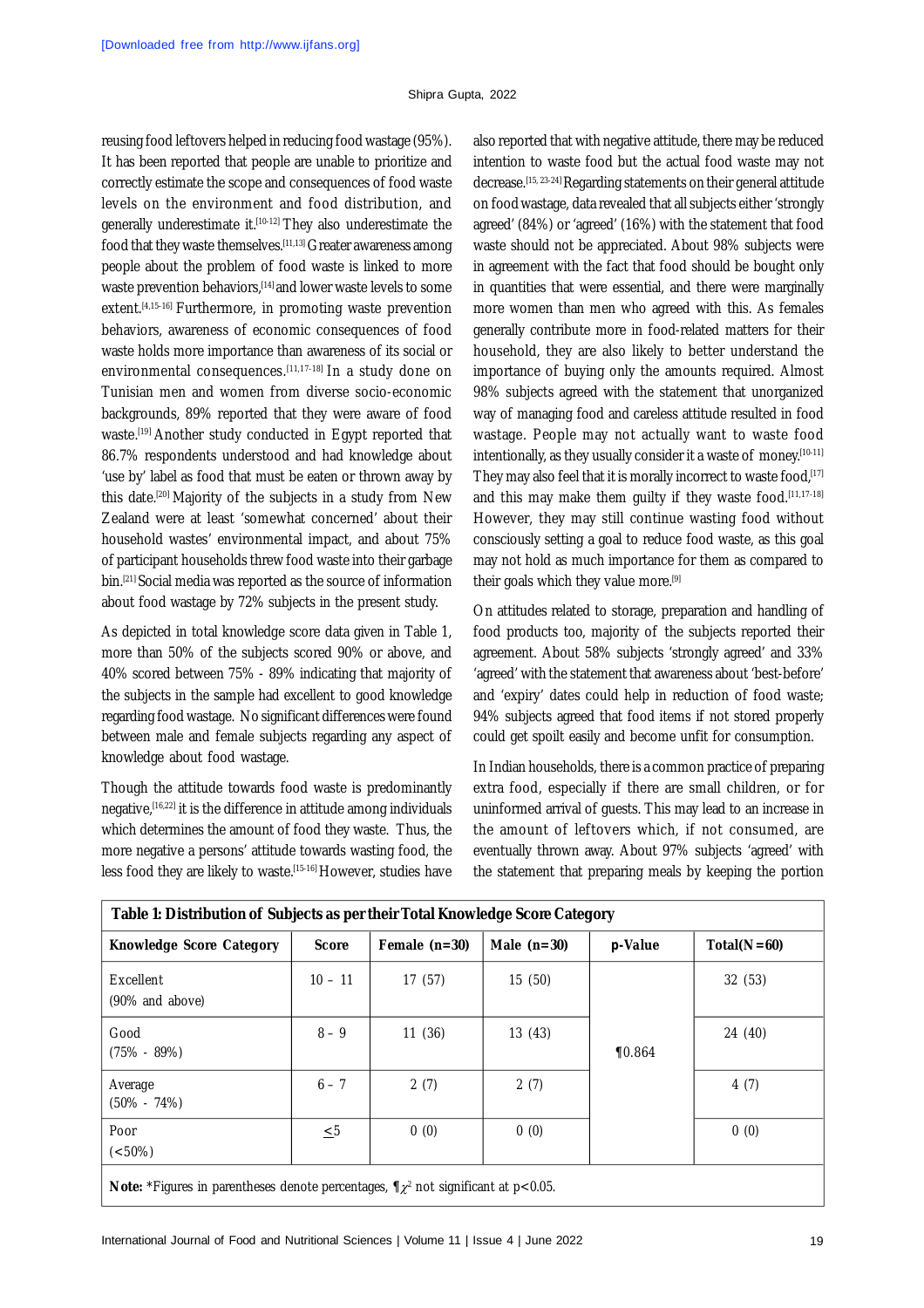reusing food leftovers helped in reducing food wastage (95%). It has been reported that people are unable to prioritize and correctly estimate the scope and consequences of food waste levels on the environment and food distribution, and generally underestimate it.[10-12] They also underestimate the food that they waste themselves.[11,13] Greater awareness among people about the problem of food waste is linked to more waste prevention behaviors,[14] and lower waste levels to some extent.[4,15-16] Furthermore, in promoting waste prevention behaviors, awareness of economic consequences of food waste holds more importance than awareness of its social or environmental consequences.[11,17-18] In a study done on Tunisian men and women from diverse socio-economic backgrounds, 89% reported that they were aware of food waste.[19] Another study conducted in Egypt reported that 86.7% respondents understood and had knowledge about 'use by' label as food that must be eaten or thrown away by this date.[20] Majority of the subjects in a study from New Zealand were at least 'somewhat concerned' about their household wastes' environmental impact, and about 75% of participant households threw food waste into their garbage bin.[21] Social media was reported as the source of information about food wastage by 72% subjects in the present study.

As depicted in total knowledge score data given in Table 1, more than 50% of the subjects scored 90% or above, and 40% scored between 75% - 89% indicating that majority of the subjects in the sample had excellent to good knowledge regarding food wastage. No significant differences were found between male and female subjects regarding any aspect of knowledge about food wastage.

Though the attitude towards food waste is predominantly negative,[16,22] it is the difference in attitude among individuals which determines the amount of food they waste. Thus, the more negative a persons' attitude towards wasting food, the less food they are likely to waste.[15-16] However, studies have also reported that with negative attitude, there may be reduced intention to waste food but the actual food waste may not decrease.[15, 23-24] Regarding statements on their general attitude on food wastage, data revealed that all subjects either 'strongly agreed' (84%) or 'agreed' (16%) with the statement that food waste should not be appreciated. About 98% subjects were in agreement with the fact that food should be bought only in quantities that were essential, and there were marginally more women than men who agreed with this. As females generally contribute more in food-related matters for their household, they are also likely to better understand the importance of buying only the amounts required. Almost 98% subjects agreed with the statement that unorganized way of managing food and careless attitude resulted in food wastage. People may not actually want to waste food intentionally, as they usually consider it a waste of money.[10-11] They may also feel that it is morally incorrect to waste food,[17] and this may make them guilty if they waste food.[11,17-18] However, they may still continue wasting food without consciously setting a goal to reduce food waste, as this goal may not hold as much importance for them as compared to their goals which they value more.[9]

On attitudes related to storage, preparation and handling of food products too, majority of the subjects reported their agreement. About 58% subjects 'strongly agreed' and 33% 'agreed' with the statement that awareness about 'best-before' and 'expiry' dates could help in reduction of food waste; 94% subjects agreed that food items if not stored properly could get spoilt easily and become unfit for consumption.

In Indian households, there is a common practice of preparing extra food, especially if there are small children, or for uninformed arrival of guests. This may lead to an increase in the amount of leftovers which, if not consumed, are eventually thrown away. About 97% subjects 'agreed' with the statement that preparing meals by keeping the portion

**Table 1: Distribution of Subjects as per their Total Knowledge Score Category**

| Knowledge Score Category | Score | Female (n=30) | Male (n=30) | p-Value | Total(N=60) |
|---|---|---|---|---|---|
| Excellent (90% and above) | 10 – 11 | 17 (57) | 15 (50) | ¶0.864 | 32 (53) |
| Good (75% - 89%) | 8 – 9 | 11 (36) | 13 (43) | | 24 (40) |
| Average (50% - 74%) | 6 – 7 | 2 (7) | 2 (7) | | 4 (7) |
| Poor (<50%) | ≤5 | 0 (0) | 0 (0) | | 0 (0) |

**Note:** *Figures in parentheses denote percentages, ¶$\chi^2$ not significant at $p<0.05$.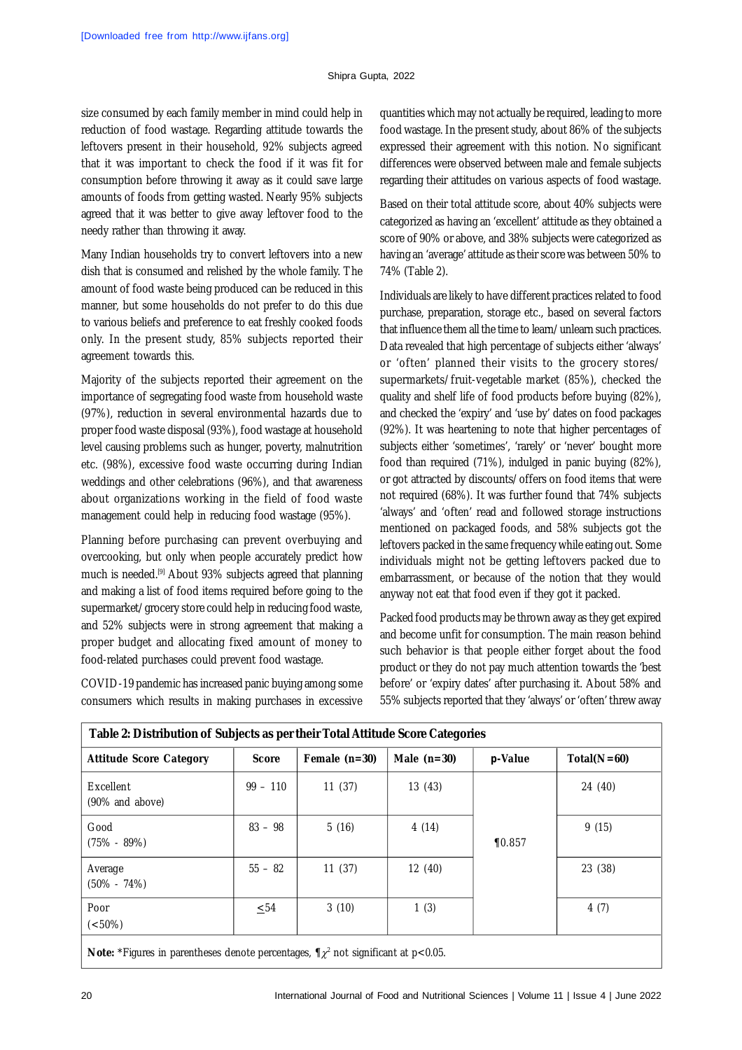size consumed by each family member in mind could help in reduction of food wastage. Regarding attitude towards the leftovers present in their household, 92% subjects agreed that it was important to check the food if it was fit for consumption before throwing it away as it could save large amounts of foods from getting wasted. Nearly 95% subjects agreed that it was better to give away leftover food to the needy rather than throwing it away.

Many Indian households try to convert leftovers into a new dish that is consumed and relished by the whole family. The amount of food waste being produced can be reduced in this manner, but some households do not prefer to do this due to various beliefs and preference to eat freshly cooked foods only. In the present study, 85% subjects reported their agreement towards this.

Majority of the subjects reported their agreement on the importance of segregating food waste from household waste (97%), reduction in several environmental hazards due to proper food waste disposal (93%), food wastage at household level causing problems such as hunger, poverty, malnutrition etc. (98%), excessive food waste occurring during Indian weddings and other celebrations (96%), and that awareness about organizations working in the field of food waste management could help in reducing food wastage (95%).

Planning before purchasing can prevent overbuying and overcooking, but only when people accurately predict how much is needed.[9] About 93% subjects agreed that planning and making a list of food items required before going to the supermarket/grocery store could help in reducing food waste, and 52% subjects were in strong agreement that making a proper budget and allocating fixed amount of money to food-related purchases could prevent food wastage.

COVID-19 pandemic has increased panic buying among some consumers which results in making purchases in excessive quantities which may not actually be required, leading to more food wastage. In the present study, about 86% of the subjects expressed their agreement with this notion. No significant differences were observed between male and female subjects regarding their attitudes on various aspects of food wastage.

Based on their total attitude score, about 40% subjects were categorized as having an 'excellent' attitude as they obtained a score of 90% or above, and 38% subjects were categorized as having an 'average' attitude as their score was between 50% to 74% (Table 2).

Individuals are likely to have different practices related to food purchase, preparation, storage etc., based on several factors that influence them all the time to learn/unlearn such practices. Data revealed that high percentage of subjects either 'always' or 'often' planned their visits to the grocery stores/supermarkets/fruit-vegetable market (85%), checked the quality and shelf life of food products before buying (82%), and checked the 'expiry' and 'use by' dates on food packages (92%). It was heartening to note that higher percentages of subjects either 'sometimes', 'rarely' or 'never' bought more food than required (71%), indulged in panic buying (82%), or got attracted by discounts/offers on food items that were not required (68%). It was further found that 74% subjects 'always' and 'often' read and followed storage instructions mentioned on packaged foods, and 58% subjects got the leftovers packed in the same frequency while eating out. Some individuals might not be getting leftovers packed due to embarrassment, or because of the notion that they would anyway not eat that food even if they got it packed.

Packed food products may be thrown away as they get expired and become unfit for consumption. The main reason behind such behavior is that people either forget about the food product or they do not pay much attention towards the 'best before' or 'expiry dates' after purchasing it. About 58% and 55% subjects reported that they 'always' or 'often' threw away

**Table 2: Distribution of Subjects as per their Total Attitude Score Categories**

| Attitude Score Category | Score | Female (n=30) | Male (n=30) | p-Value | Total(N=60) |
|---|---|---|---|---|---|
| Excellent (90% and above) | 99 – 110 | 11 (37) | 13 (43) | ¶0.857 | 24 (40) |
| Good (75% - 89%) | 83 – 98 | 5 (16) | 4 (14) | | 9 (15) |
| Average (50% - 74%) | 55 – 82 | 11 (37) | 12 (40) | | 23 (38) |
| Poor (<50%) | ≤54 | 3 (10) | 1 (3) | | 4 (7) |

**Note:** *Figures in parentheses denote percentages, ¶$\chi^2$ not significant at $p<0.05$.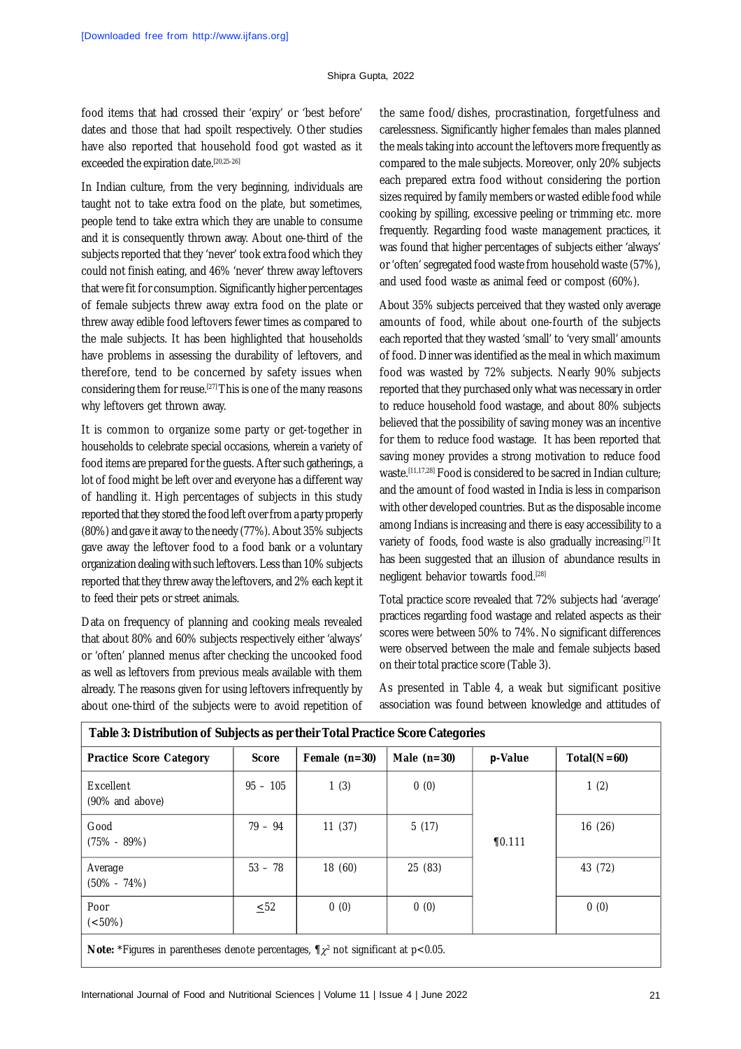food items that had crossed their 'expiry' or 'best before' dates and those that had spoilt respectively. Other studies have also reported that household food got wasted as it exceeded the expiration date.[20,25-26]

In Indian culture, from the very beginning, individuals are taught not to take extra food on the plate, but sometimes, people tend to take extra which they are unable to consume and it is consequently thrown away. About one-third of the subjects reported that they 'never' took extra food which they could not finish eating, and 46% 'never' threw away leftovers that were fit for consumption. Significantly higher percentages of female subjects threw away extra food on the plate or threw away edible food leftovers fewer times as compared to the male subjects. It has been highlighted that households have problems in assessing the durability of leftovers, and therefore, tend to be concerned by safety issues when considering them for reuse.[27] This is one of the many reasons why leftovers get thrown away.

It is common to organize some party or get-together in households to celebrate special occasions, wherein a variety of food items are prepared for the guests. After such gatherings, a lot of food might be left over and everyone has a different way of handling it. High percentages of subjects in this study reported that they stored the food left over from a party properly (80%) and gave it away to the needy (77%). About 35% subjects gave away the leftover food to a food bank or a voluntary organization dealing with such leftovers. Less than 10% subjects reported that they threw away the leftovers, and 2% each kept it to feed their pets or street animals.

Data on frequency of planning and cooking meals revealed that about 80% and 60% subjects respectively either 'always' or 'often' planned menus after checking the uncooked food as well as leftovers from previous meals available with them already. The reasons given for using leftovers infrequently by about one-third of the subjects were to avoid repetition of the same food/dishes, procrastination, forgetfulness and carelessness. Significantly higher females than males planned the meals taking into account the leftovers more frequently as compared to the male subjects. Moreover, only 20% subjects each prepared extra food without considering the portion sizes required by family members or wasted edible food while cooking by spilling, excessive peeling or trimming etc. more frequently. Regarding food waste management practices, it was found that higher percentages of subjects either 'always' or 'often' segregated food waste from household waste (57%), and used food waste as animal feed or compost (60%).

About 35% subjects perceived that they wasted only average amounts of food, while about one-fourth of the subjects each reported that they wasted 'small' to 'very small' amounts of food. Dinner was identified as the meal in which maximum food was wasted by 72% subjects. Nearly 90% subjects reported that they purchased only what was necessary in order to reduce household food wastage, and about 80% subjects believed that the possibility of saving money was an incentive for them to reduce food wastage. It has been reported that saving money provides a strong motivation to reduce food waste.[11,17,28] Food is considered to be sacred in Indian culture; and the amount of food wasted in India is less in comparison with other developed countries. But as the disposable income among Indians is increasing and there is easy accessibility to a variety of foods, food waste is also gradually increasing.[7] It has been suggested that an illusion of abundance results in negligent behavior towards food.[28]

Total practice score revealed that 72% subjects had 'average' practices regarding food wastage and related aspects as their scores were between 50% to 74%. No significant differences were observed between the male and female subjects based on their total practice score (Table 3).

As presented in Table 4, a weak but significant positive association was found between knowledge and attitudes of

**Table 3: Distribution of Subjects as per their Total Practice Score Categories**

| Practice Score Category | Score | Female (n=30) | Male (n=30) | p-Value | Total(N=60) |
|---|---|---|---|---|---|
| Excellent (90% and above) | 95 – 105 | 1 (3) | 0 (0) | ¶0.111 | 1 (2) |
| Good (75% - 89%) | 79 – 94 | 11 (37) | 5 (17) | | 16 (26) |
| Average (50% - 74%) | 53 – 78 | 18 (60) | 25 (83) | | 43 (72) |
| Poor (<50%) | ≤52 | 0 (0) | 0 (0) | | 0 (0) |

**Note:** *Figures in parentheses denote percentages, ¶$\chi^2$ not significant at $p<0.05$.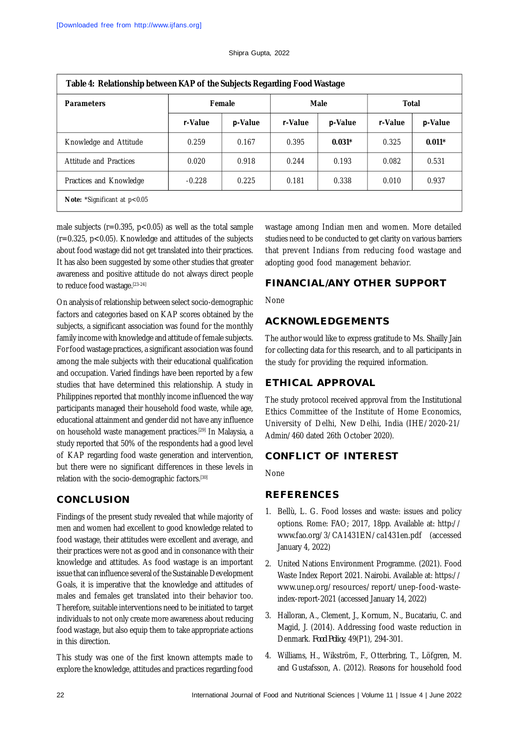**Table 4: Relationship between KAP of the Subjects Regarding Food Wastage**

| Parameters | Female | | Male | | Total | |
|---|---|---|---|---|---|---|
| | r-Value | p-Value | r-Value | p-Value | r-Value | p-Value |
| Knowledge and Attitude | 0.259 | 0.167 | 0.395 | **0.031*** | 0.325 | **0.011*** |
| Attitude and Practices | 0.020 | 0.918 | 0.244 | 0.193 | 0.082 | 0.531 |
| Practices and Knowledge | -0.228 | 0.225 | 0.181 | 0.338 | 0.010 | 0.937 |

**Note:** *Significant at $p<0.05$

male subjects ($r=0.395$, $p<0.05$) as well as the total sample ($r=0.325$, $p<0.05$). Knowledge and attitudes of the subjects about food wastage did not get translated into their practices. It has also been suggested by some other studies that greater awareness and positive attitude do not always direct people to reduce food wastage.[23-24]

On analysis of relationship between select socio-demographic factors and categories based on KAP scores obtained by the subjects, a significant association was found for the monthly family income with knowledge and attitude of female subjects. For food wastage practices, a significant association was found among the male subjects with their educational qualification and occupation. Varied findings have been reported by a few studies that have determined this relationship. A study in Philippines reported that monthly income influenced the way participants managed their household food waste, while age, educational attainment and gender did not have any influence on household waste management practices.[29] In Malaysia, a study reported that 50% of the respondents had a good level of KAP regarding food waste generation and intervention, but there were no significant differences in these levels in relation with the socio-demographic factors.[30]

## CONCLUSION

Findings of the present study revealed that while majority of men and women had excellent to good knowledge related to food wastage, their attitudes were excellent and average, and their practices were not as good and in consonance with their knowledge and attitudes. As food wastage is an important issue that can influence several of the Sustainable Development Goals, it is imperative that the knowledge and attitudes of males and females get translated into their behavior too. Therefore, suitable interventions need to be initiated to target individuals to not only create more awareness about reducing food wastage, but also equip them to take appropriate actions in this direction.

This study was one of the first known attempts made to explore the knowledge, attitudes and practices regarding food wastage among Indian men and women. More detailed studies need to be conducted to get clarity on various barriers that prevent Indians from reducing food wastage and adopting good food management behavior.

## FINANCIAL/ANY OTHER SUPPORT

None

## ACKNOWLEDGEMENTS

The author would like to express gratitude to Ms. Shailly Jain for collecting data for this research, and to all participants in the study for providing the required information.

## ETHICAL APPROVAL

The study protocol received approval from the Institutional Ethics Committee of the Institute of Home Economics, University of Delhi, New Delhi, India (IHE/2020-21/Admin/460 dated 26th October 2020).

## CONFLICT OF INTEREST

None

## REFERENCES

1. Bellù, L. G. Food losses and waste: issues and policy options. Rome: FAO; 2017, 18pp. Available at: http://www.fao.org/3/CA1431EN/ca1431en.pdf (accessed January 4, 2022)
2. United Nations Environment Programme. (2021). Food Waste Index Report 2021. Nairobi. Available at: https://www.unep.org/resources/report/unep-food-waste-index-report-2021 (accessed January 14, 2022)
3. Halloran, A., Clement, J., Kornum, N., Bucatariu, C. and Magid, J. (2014). Addressing food waste reduction in Denmark. *Food Policy*, 49(P1), 294-301.
4. Williams, H., Wikström, F., Otterbring, T., Löfgren, M. and Gustafsson, A. (2012). Reasons for household food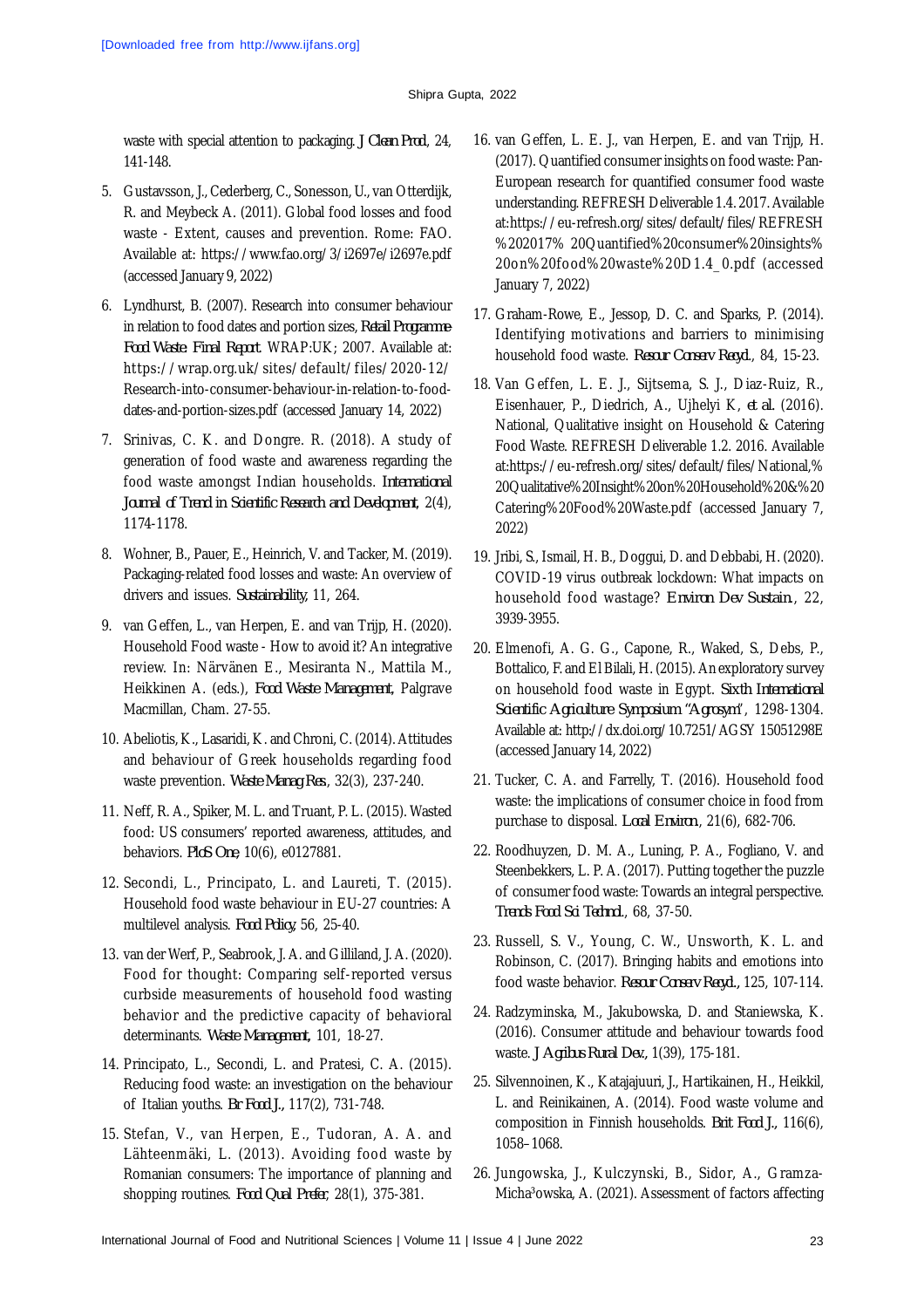waste with special attention to packaging. *J Clean Prod*, 24, 141-148.

5. Gustavsson, J., Cederberg, C., Sonesson, U., van Otterdijk, R. and Meybeck A. (2011). Global food losses and food waste - Extent, causes and prevention. Rome: FAO. Available at: https://www.fao.org/3/i2697e/i2697e.pdf (accessed January 9, 2022)

6. Lyndhurst, B. (2007). Research into consumer behaviour in relation to food dates and portion sizes, *Retail Programme Food Waste: Final Report*. WRAP:UK; 2007. Available at: https://wrap.org.uk/sites/default/files/2020-12/Research-into-consumer-behaviour-in-relation-to-food-dates-and-portion-sizes.pdf (accessed January 14, 2022)

7. Srinivas, C. K. and Dongre. R. (2018). A study of generation of food waste and awareness regarding the food waste amongst Indian households. *International Journal of Trend in Scientific Research and Development*, 2(4), 1174-1178.

8. Wohner, B., Pauer, E., Heinrich, V. and Tacker, M. (2019). Packaging-related food losses and waste: An overview of drivers and issues. *Sustainability*, 11, 264.

9. van Geffen, L., van Herpen, E. and van Trijp, H. (2020). Household Food waste - How to avoid it? An integrative review. In: Närvänen E., Mesiranta N., Mattila M., Heikkinen A. (eds.), *Food Waste Management*, Palgrave Macmillan, Cham. 27-55.

10. Abeliotis, K., Lasaridi, K. and Chroni, C. (2014). Attitudes and behaviour of Greek households regarding food waste prevention. *Waste Manag Res*, 32(3), 237-240.

11. Neff, R. A., Spiker, M. L. and Truant, P. L. (2015). Wasted food: US consumers' reported awareness, attitudes, and behaviors. *PloS One*, 10(6), e0127881.

12. Secondi, L., Principato, L. and Laureti, T. (2015). Household food waste behaviour in EU-27 countries: A multilevel analysis. *Food Policy*, 56, 25-40.

13. van der Werf, P., Seabrook, J. A. and Gilliland, J. A. (2020). Food for thought: Comparing self-reported versus curbside measurements of household food wasting behavior and the predictive capacity of behavioral determinants. *Waste Management*, 101, 18-27.

14. Principato, L., Secondi, L. and Pratesi, C. A. (2015). Reducing food waste: an investigation on the behaviour of Italian youths. *Br Food J.*, 117(2), 731-748.

15. Stefan, V., van Herpen, E., Tudoran, A. A. and Lähteenmäki, L. (2013). Avoiding food waste by Romanian consumers: The importance of planning and shopping routines. *Food Qual Prefer*, 28(1), 375-381.

16. van Geffen, L. E. J., van Herpen, E. and van Trijp, H. (2017). Quantified consumer insights on food waste: Pan-European research for quantified consumer food waste understanding. REFRESH Deliverable 1.4. 2017. Available at:https://eu-refresh.org/sites/default/files/REFRESH%202017%20Quantified%20consumer%20insights%20on%20food%20waste%20D1.4_0.pdf (accessed January 7, 2022)

17. Graham-Rowe, E., Jessop, D. C. and Sparks, P. (2014). Identifying motivations and barriers to minimising household food waste. *Resour Conserv Recycl.*, 84, 15-23.

18. Van Geffen, L. E. J., Sijtsema, S. J., Diaz-Ruiz, R., Eisenhauer, P., Diedrich, A., Ujhelyi K, *et al.* (2016). National, Qualitative insight on Household & Catering Food Waste. REFRESH Deliverable 1.2. 2016. Available at:https://eu-refresh.org/sites/default/files/National,%20Qualitative%20Insight%20on%20Household%20&%20Catering%20Food%20Waste.pdf (accessed January 7, 2022)

19. Jribi, S., Ismail, H. B., Doggui, D. and Debbabi, H. (2020). COVID-19 virus outbreak lockdown: What impacts on household food wastage? *Environ Dev Sustain.*, 22, 3939-3955.

20. Elmenofi, A. G. G., Capone, R., Waked, S., Debs, P., Bottalico, F. and El Bilali, H. (2015). An exploratory survey on household food waste in Egypt. *Sixth International Scientific Agriculture Symposium "Agrosym"*, 1298-1304. Available at: http://dx.doi.org/10.7251/AGSY 15051298E (accessed January 14, 2022)

21. Tucker, C. A. and Farrelly, T. (2016). Household food waste: the implications of consumer choice in food from purchase to disposal. *Local Environ*, 21(6), 682-706.

22. Roodhuyzen, D. M. A., Luning, P. A., Fogliano, V. and Steenbekkers, L. P. A. (2017). Putting together the puzzle of consumer food waste: Towards an integral perspective. *Trends Food Sci Technol.*, 68, 37-50.

23. Russell, S. V., Young, C. W., Unsworth, K. L. and Robinson, C. (2017). Bringing habits and emotions into food waste behavior. *Resour Conserv Recycl.*, 125, 107-114.

24. Radzyminska, M., Jakubowska, D. and Staniewska, K. (2016). Consumer attitude and behaviour towards food waste. *J Agribus Rural Dev.*, 1(39), 175-181.

25. Silvennoinen, K., Katajajuuri, J., Hartikainen, H., Heikkil, L. and Reinikainen, A. (2014). Food waste volume and composition in Finnish households. *Brit Food J.*, 116(6), 1058–1068.

26. Jungowska, J., Kulczynski, B., Sidor, A., Gramza-Micha³owska, A. (2021). Assessment of factors affecting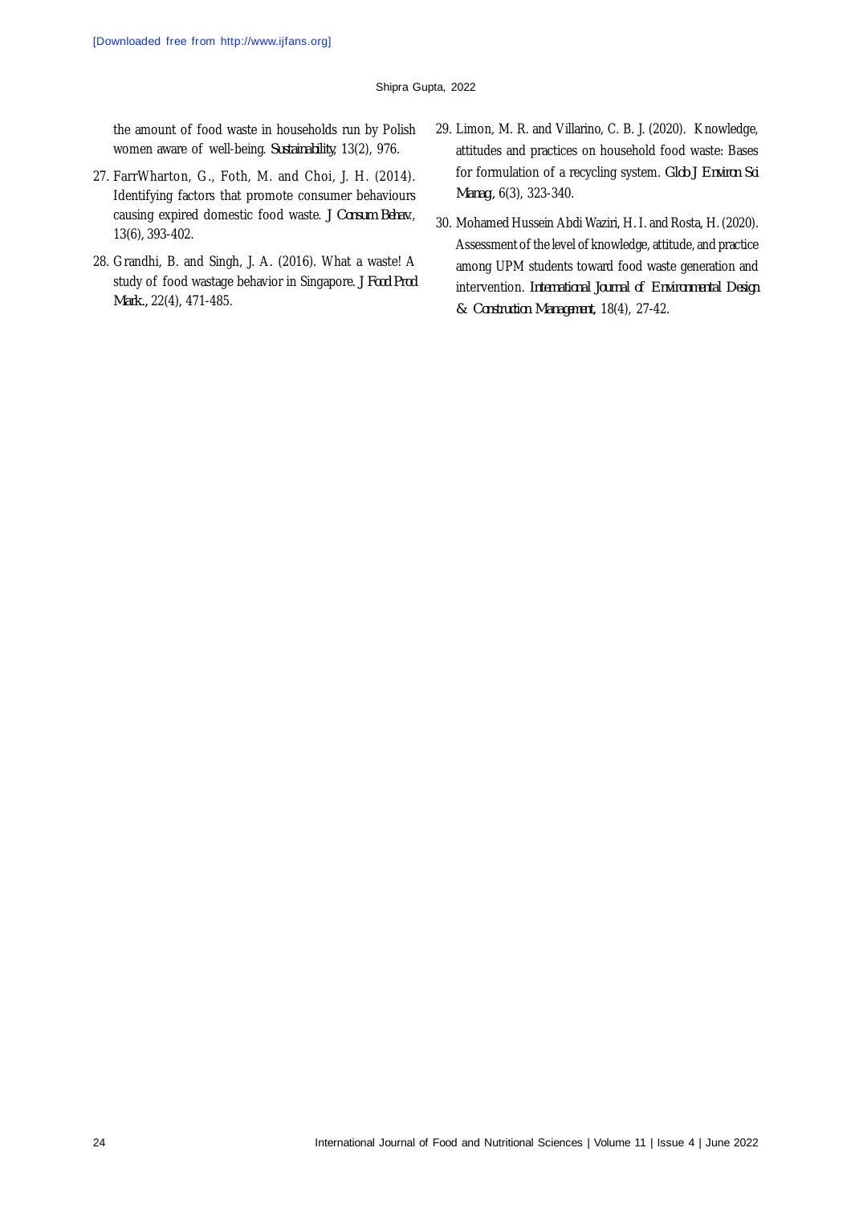the amount of food waste in households run by Polish women aware of well-being. *Sustainability*, 13(2), 976.

27. FarrWharton, G., Foth, M. and Choi, J. H. (2014). Identifying factors that promote consumer behaviours causing expired domestic food waste. *J Consum Behav.*, 13(6), 393-402.

28. Grandhi, B. and Singh, J. A. (2016). What a waste! A study of food wastage behavior in Singapore. *J Food Prod Mark.*, 22(4), 471-485.

29. Limon, M. R. and Villarino, C. B. J. (2020). Knowledge, attitudes and practices on household food waste: Bases for formulation of a recycling system. *Glob J Environ Sci Manag.*, 6(3), 323-340.

30. Mohamed Hussein Abdi Waziri, H. I. and Rosta, H. (2020). Assessment of the level of knowledge, attitude, and practice among UPM students toward food waste generation and intervention. *International Journal of Environmental Design & Construction Management*, 18(4), 27-42.